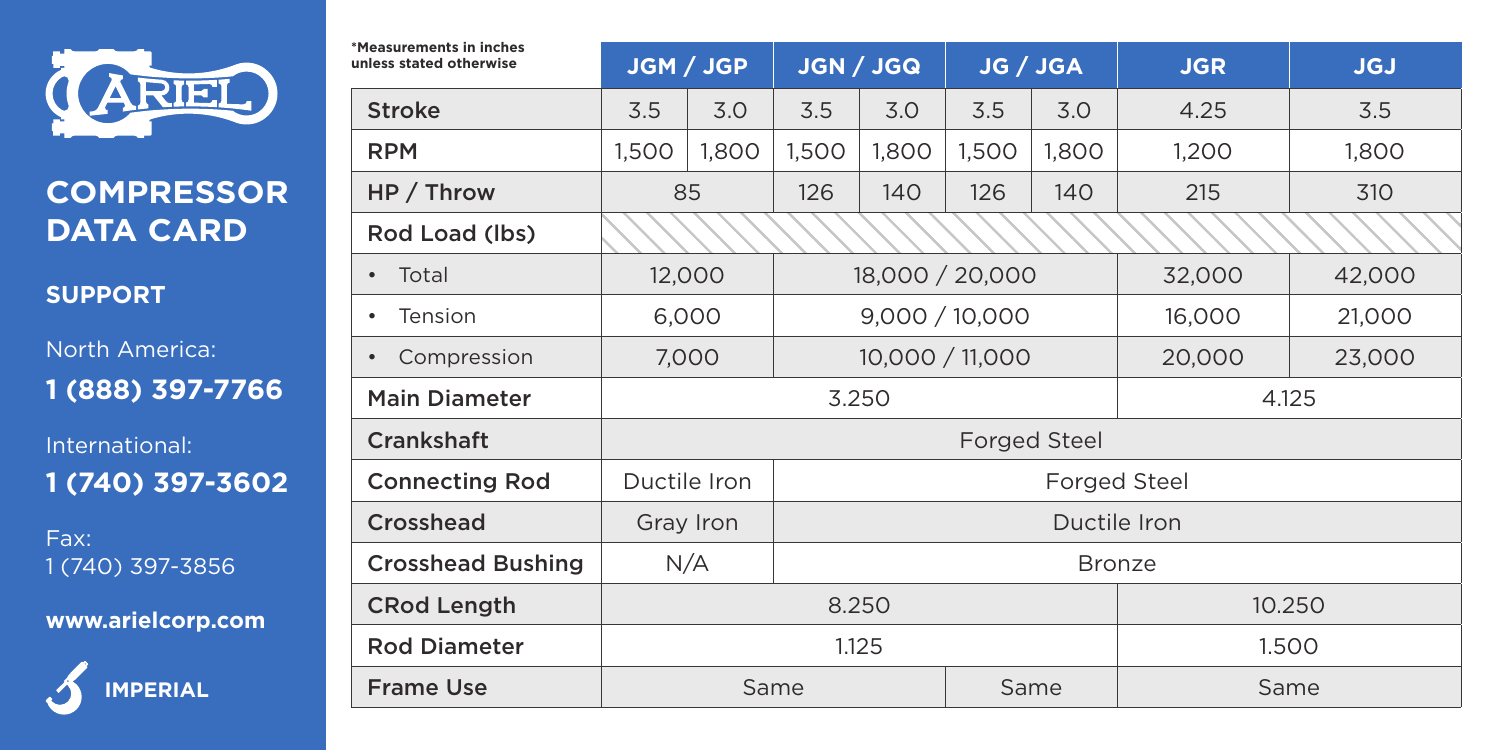# COMPRESSOR DATA CARD

**SUPPORT**

North America:
**1 (888) 397-7766**

International:
**1 (740) 397-3602**

Fax:
1 (740) 397-3856

**www.arielcorp.com**

**IMPERIAL**

*Measurements in inches unless stated otherwise

| | JGM / JGP | | JGN / JGQ | | JG / JGA | | JGR | JGJ |
|---|---|---|---|---|---|---|---|---|
| Stroke | 3.5 | 3.0 | 3.5 | 3.0 | 3.5 | 3.0 | 4.25 | 3.5 |
| RPM | 1,500 | 1,800 | 1,500 | 1,800 | 1,500 | 1,800 | 1,200 | 1,800 |
| HP / Throw | 85 | | 126 | 140 | 126 | 140 | 215 | 310 |
| Rod Load (lbs) | | | | | | | | |
| • Total | 12,000 | | 18,000 / 20,000 | | | | 32,000 | 42,000 |
| • Tension | 6,000 | | 9,000 / 10,000 | | | | 16,000 | 21,000 |
| • Compression | 7,000 | | 10,000 / 11,000 | | | | 20,000 | 23,000 |
| Main Diameter | 3.250 | | | | | | 4.125 | |
| Crankshaft | Forged Steel | | | | | | | |
| Connecting Rod | Ductile Iron | | Forged Steel | | | | | |
| Crosshead | Gray Iron | | Ductile Iron | | | | | |
| Crosshead Bushing | N/A | | Bronze | | | | | |
| CRod Length | 8.250 | | | | | | 10.250 | |
| Rod Diameter | 1.125 | | | | | | 1.500 | |
| Frame Use | Same | | | | Same | | Same | |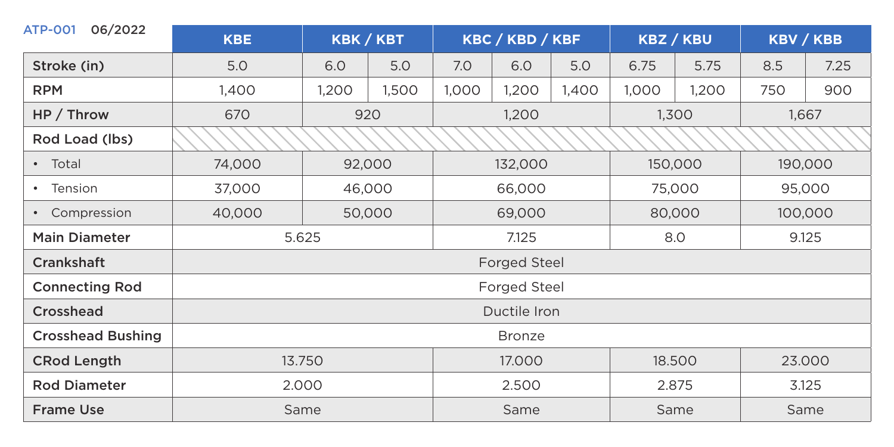ATP-001 06/2022

| | KBE | KBK / KBT | | KBC / KBD / KBF | | | KBZ / KBU | | KBV / KBB | |
|---|---|---|---|---|---|---|---|---|---|---|
| Stroke (in) | 5.0 | 6.0 | 5.0 | 7.0 | 6.0 | 5.0 | 6.75 | 5.75 | 8.5 | 7.25 |
| RPM | 1,400 | 1,200 | 1,500 | 1,000 | 1,200 | 1,400 | 1,000 | 1,200 | 750 | 900 |
| HP / Throw | 670 | 920 | | 1,200 | | | 1,300 | | 1,667 | |
| Rod Load (lbs) | | | | | | | | | | |
| • Total | 74,000 | 92,000 | | 132,000 | | | 150,000 | | 190,000 | |
| • Tension | 37,000 | 46,000 | | 66,000 | | | 75,000 | | 95,000 | |
| • Compression | 40,000 | 50,000 | | 69,000 | | | 80,000 | | 100,000 | |
| Main Diameter | 5.625 | | | 7.125 | | | 8.0 | | 9.125 | |
| Crankshaft | Forged Steel | | | | | | | | | |
| Connecting Rod | Forged Steel | | | | | | | | | |
| Crosshead | Ductile Iron | | | | | | | | | |
| Crosshead Bushing | Bronze | | | | | | | | | |
| CRod Length | 13.750 | | | 17.000 | | | 18.500 | | 23.000 | |
| Rod Diameter | 2.000 | | | 2.500 | | | 2.875 | | 3.125 | |
| Frame Use | Same | | | Same | | | Same | | Same | |